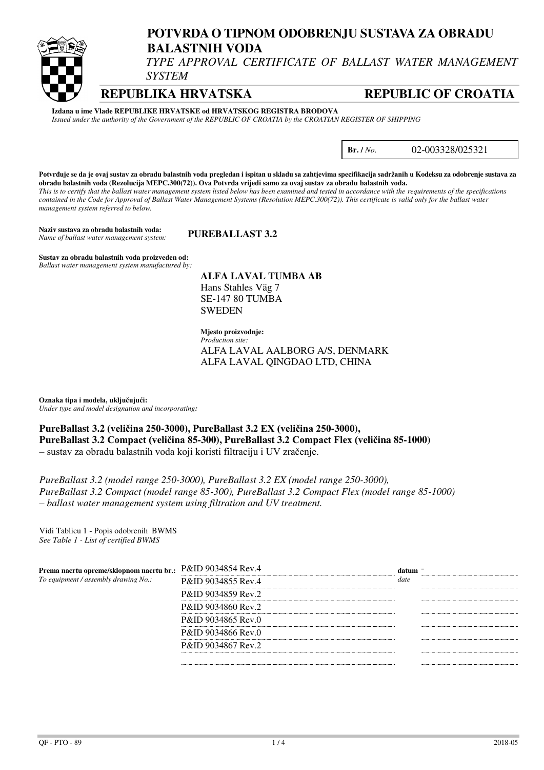# POTVRDA O TIPNOM ODOBRENJU SUSTAVA ZA OBRADU BALASTNIH VODA

*TYPE APPROVAL CERTIFICATE OF BALLAST WATER MANAGEMENT SYSTEM*

## REPUBLIKA HRVATSKA — REPUBLIC OF CROATIA

**Izdana u ime Vlade REPUBLIKE HRVATSKE od HRVATSKOG REGISTRA BRODOVA**
*Issued under the authority of the Government of the REPUBLIC OF CROATIA by the CROATIAN REGISTER OF SHIPPING*

**Br. /** *No.* 02-003328/025321

**Potvrđuje se da je ovaj sustav za obradu balastnih voda pregledan i ispitan u skladu sa zahtjevima specifikacija sadržanih u Kodeksu za odobrenje sustava za obradu balastnih voda (Rezolucija MEPC.300(72)). Ova Potvrda vrijedi samo za ovaj sustav za obradu balastnih voda.**
*This is to certify that the ballast water management system listed below has been examined and tested in accordance with the requirements of the specifications contained in the Code for Approval of Ballast Water Management Systems (Resolution MEPC.300(72)). This certificate is valid only for the ballast water management system referred to below.*

**Naziv sustava za obradu balastnih voda:**
*Name of ballast water management system:* **PUREBALLAST 3.2**

**Sustav za obradu balastnih voda proizveden od:**
*Ballast water management system manufactured by:*

**ALFA LAVAL TUMBA AB**
Hans Stahles Väg 7
SE-147 80 TUMBA
SWEDEN

**Mjesto proizvodnje:**
*Production site:*
ALFA LAVAL AALBORG A/S, DENMARK
ALFA LAVAL QINGDAO LTD, CHINA

**Oznaka tipa i modela, uključujući:**
*Under type and model designation and incorporating:*

**PureBallast 3.2 (veličina 250-3000), PureBallast 3.2 EX (veličina 250-3000), PureBallast 3.2 Compact (veličina 85-300), PureBallast 3.2 Compact Flex (veličina 85-1000)**
– sustav za obradu balastnih voda koji koristi filtraciju i UV zračenje.

*PureBallast 3.2 (model range 250-3000), PureBallast 3.2 EX (model range 250-3000), PureBallast 3.2 Compact (model range 85-300), PureBallast 3.2 Compact Flex (model range 85-1000) – ballast water management system using filtration and UV treatment.*

Vidi Tablicu 1 - Popis odobrenih BWMS
*See Table 1 - List of certified BWMS*

**Prema nacrtu opreme/sklopnom nacrtu br.:**
*To equipment / assembly drawing No.:*

| Drawing No. | datum / *date* |
|---|---|
| P&ID 9034854 Rev.4 | - |
| P&ID 9034855 Rev.4 | |
| P&ID 9034859 Rev.2 | |
| P&ID 9034860 Rev.2 | |
| P&ID 9034865 Rev.0 | |
| P&ID 9034866 Rev.0 | |
| P&ID 9034867 Rev.2 | |

QF - PTO - 89 2018-05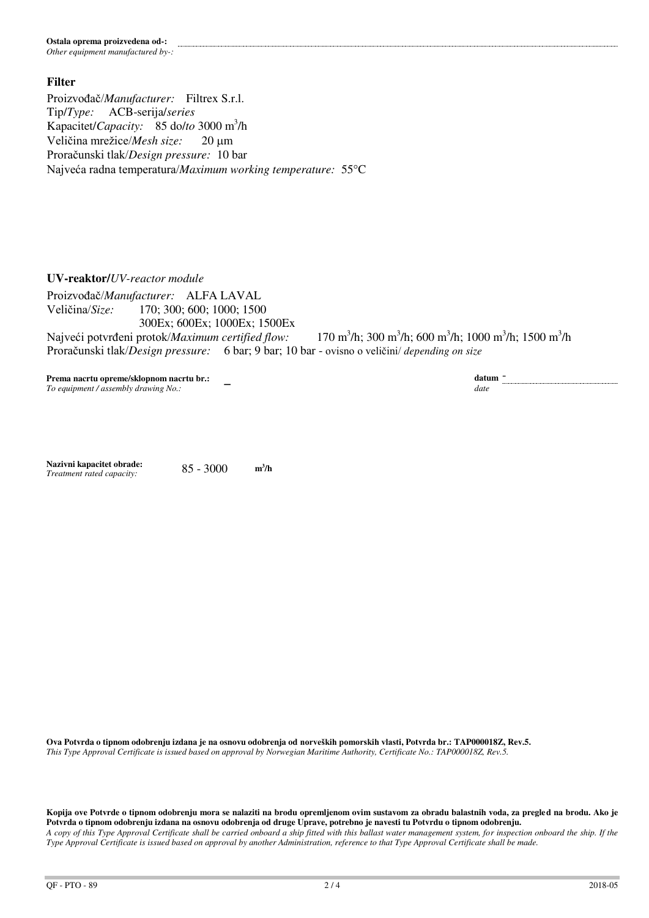**Ostala oprema proizvedena od-:**
*Other equipment manufactured by-:*

## Filter

Proizvođač/*Manufacturer:* Filtrex S.r.l.
Tip/*Type:* ACB-serija/*series*
Kapacitet/*Capacity:* 85 do/*to* 3000 $m^3$/h
Veličina mrežice/*Mesh size:* 20 μm
Proračunski tlak/*Design pressure:* 10 bar
Najveća radna temperatura/*Maximum working temperature:* 55°C

## UV-reaktor/*UV-reactor module*

Proizvođač/*Manufacturer:* ALFA LAVAL
Veličina/*Size:* 170; 300; 600; 1000; 1500
300Ex; 600Ex; 1000Ex; 1500Ex
Najveći potvrđeni protok/*Maximum certified flow:* 170 $m^3$/h; 300 $m^3$/h; 600 $m^3$/h; 1000 $m^3$/h; 1500 $m^3$/h
Proračunski tlak/*Design pressure:* 6 bar; 9 bar; 10 bar - ovisno o veličini/ *depending on size*

**Prema nacrtu opreme/sklopnom nacrtu br.:** –
*To equipment / assembly drawing No.:*

**datum** -
*date*

**Nazivni kapacitet obrade:** 85 - 3000 **$m^3$/h**
*Treatment rated capacity:*

**Ova Potvrda o tipnom odobrenju izdana je na osnovu odobrenja od norveških pomorskih vlasti, Potvrda br.: TAP000018Z, Rev.5.**
*This Type Approval Certificate is issued based on approval by Norwegian Maritime Authority, Certificate No.: TAP000018Z, Rev.5.*

**Kopija ove Potvrde o tipnom odobrenju mora se nalaziti na brodu opremljenom ovim sustavom za obradu balastnih voda, za pregled na brodu. Ako je Potvrda o tipnom odobrenju izdana na osnovu odobrenja od druge Uprave, potrebno je navesti tu Potvrdu o tipnom odobrenju.**
*A copy of this Type Approval Certificate shall be carried onboard a ship fitted with this ballast water management system, for inspection onboard the ship. If the Type Approval Certificate is issued based on approval by another Administration, reference to that Type Approval Certificate shall be made.*

QF - PTO - 89 2018-05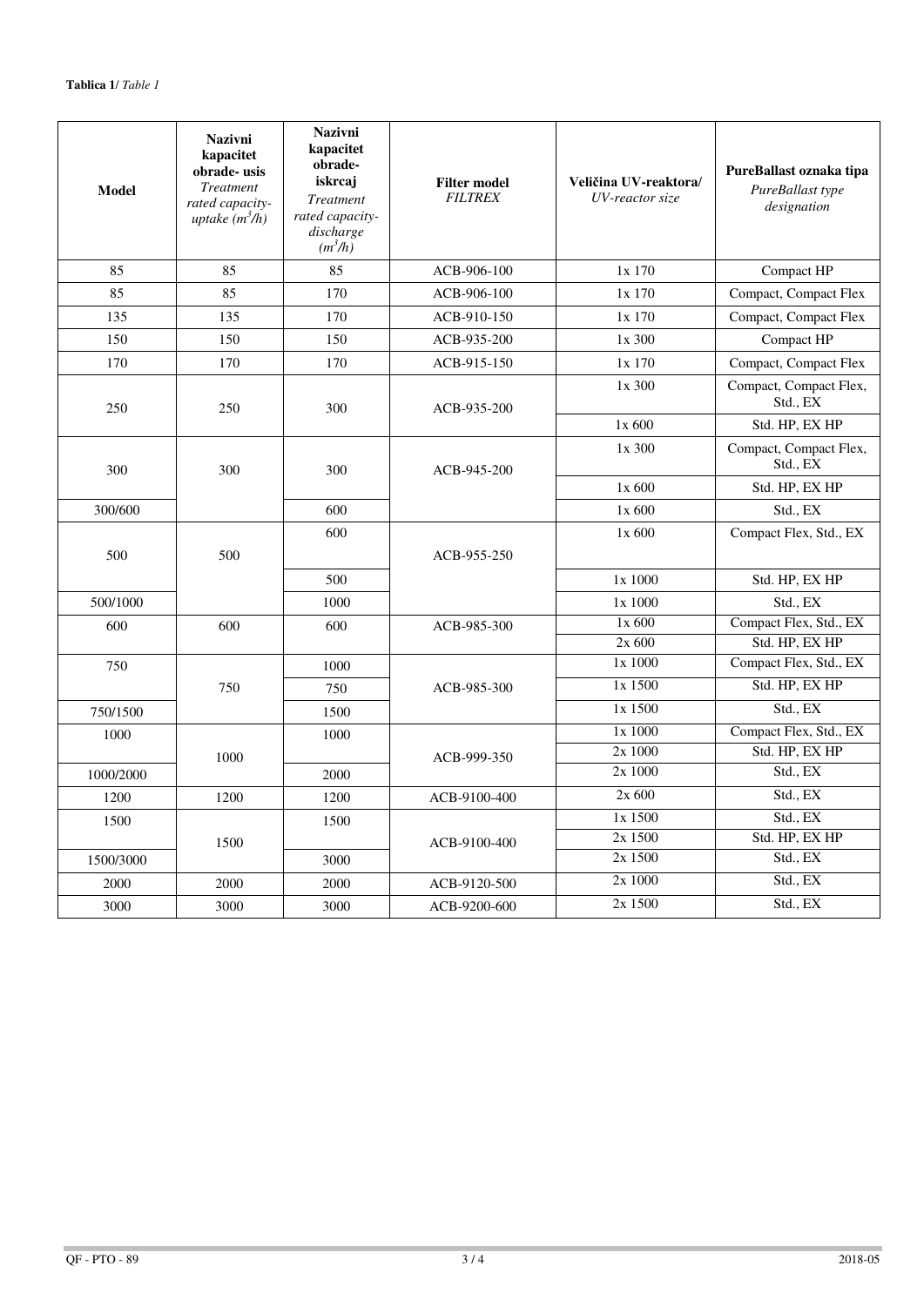**Tablica 1/** *Table 1*

| Model | **Nazivni kapacitet obrade- usis** *Treatment rated capacity- uptake ($m^3/h$)* | **Nazivni kapacitet obrade- iskrcaj** *Treatment rated capacity- discharge ($m^3/h$)* | **Filter model** *FILTREX* | **Veličina UV-reaktora/** *UV-reactor size* | **PureBallast oznaka tipa** *PureBallast type designation* |
|---|---|---|---|---|---|
| 85 | 85 | 85 | ACB-906-100 | 1x 170 | Compact HP |
| 85 | 85 | 170 | ACB-906-100 | 1x 170 | Compact, Compact Flex |
| 135 | 135 | 170 | ACB-910-150 | 1x 170 | Compact, Compact Flex |
| 150 | 150 | 150 | ACB-935-200 | 1x 300 | Compact HP |
| 170 | 170 | 170 | ACB-915-150 | 1x 170 | Compact, Compact Flex |
| 250 | 250 | 300 | ACB-935-200 | 1x 300 | Compact, Compact Flex, Std., EX |
| | | | | 1x 600 | Std. HP, EX HP |
| 300 | 300 | 300 | ACB-945-200 | 1x 300 | Compact, Compact Flex, Std., EX |
| | | | | 1x 600 | Std. HP, EX HP |
| 300/600 | | 600 | | 1x 600 | Std., EX |
| 500 | 500 | 600 | ACB-955-250 | 1x 600 | Compact Flex, Std., EX |
| | | 500 | | 1x 1000 | Std. HP, EX HP |
| 500/1000 | | 1000 | | 1x 1000 | Std., EX |
| 600 | 600 | 600 | ACB-985-300 | 1x 600 | Compact Flex, Std., EX |
| | | | | 2x 600 | Std. HP, EX HP |
| 750 | 750 | 1000 | ACB-985-300 | 1x 1000 | Compact Flex, Std., EX |
| | | 750 | | 1x 1500 | Std. HP, EX HP |
| 750/1500 | | 1500 | | 1x 1500 | Std., EX |
| 1000 | 1000 | 1000 | ACB-999-350 | 1x 1000 | Compact Flex, Std., EX |
| | | | | 2x 1000 | Std. HP, EX HP |
| 1000/2000 | | 2000 | | 2x 1000 | Std., EX |
| 1200 | 1200 | 1200 | ACB-9100-400 | 2x 600 | Std., EX |
| 1500 | 1500 | 1500 | ACB-9100-400 | 1x 1500 | Std., EX |
| | | | | 2x 1500 | Std. HP, EX HP |
| 1500/3000 | | 3000 | | 2x 1500 | Std., EX |
| 2000 | 2000 | 2000 | ACB-9120-500 | 2x 1000 | Std., EX |
| 3000 | 3000 | 3000 | ACB-9200-600 | 2x 1500 | Std., EX |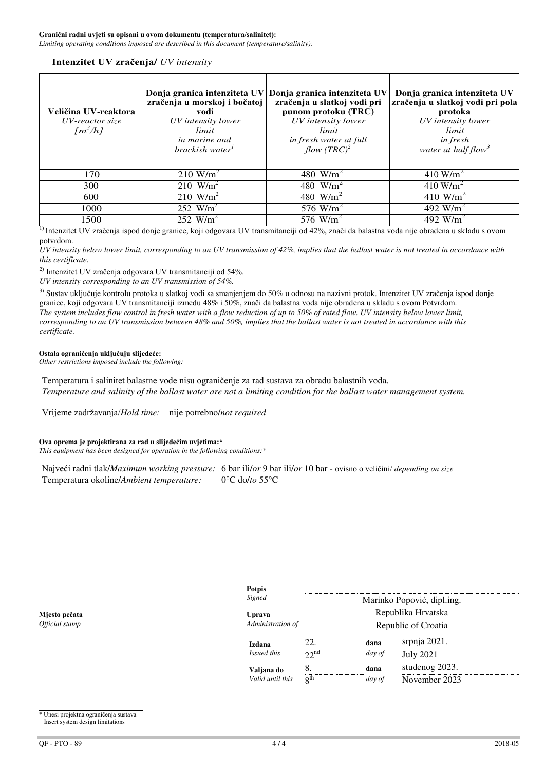**Granični radni uvjeti su opisani u ovom dokumentu (temperatura/salinitet):**
*Limiting operating conditions imposed are described in this document (temperature/salinity):*

**Intenzitet UV zračenja/** *UV intensity*

| **Veličina UV-reaktora** *UV-reactor size* *[$m^3$/h]* | **Donja granica intenziteta UV zračenja u morskoj i bočatoj vodi** *UV intensity lower limit in marine and brackish water*[1] | **Donja granica intenziteta UV zračenja u slatkoj vodi pri punom protoku (TRC)** *UV intensity lower limit in fresh water at full flow (TRC)*[2] | **Donja granica intenziteta UV zračenja u slatkoj vodi pri pola protoka** *UV intensity lower limit in fresh water at half flow*[3] |
|---|---|---|---|
| 170 | 210 W/$m^2$ | 480 W/$m^2$ | 410 W/$m^2$ |
| 300 | 210 W/$m^2$ | 480 W/$m^2$ | 410 W/$m^2$ |
| 600 | 210 W/$m^2$ | 480 W/$m^2$ | 410 W/$m^2$ |
| 1000 | 252 W/$m^2$ | 576 W/$m^2$ | 492 W/$m^2$ |
| 1500 | 252 W/$m^2$ | 576 W/$m^2$ | 492 W/$m^2$ |

1) Intenzitet UV zračenja ispod donje granice, koji odgovara UV transmitanciji od 42%, znači da balastna voda nije obrađena u skladu s ovom potvrdom.
*UV intensity below lower limit, corresponding to an UV transmission of 42%, implies that the ballast water is not treated in accordance with this certificate.*

2) Intenzitet UV zračenja odgovara UV transmitanciji od 54%.
*UV intensity corresponding to an UV transmission of 54%.*

3) Sustav uključuje kontrolu protoka u slatkoj vodi sa smanjenjem do 50% u odnosu na nazivni protok. Intenzitet UV zračenja ispod donje granice, koji odgovara UV transmitanciji između 48% i 50%, znači da balastna voda nije obrađena u skladu s ovom Potvrdom.
*The system includes flow control in fresh water with a flow reduction of up to 50% of rated flow. UV intensity below lower limit, corresponding to an UV transmission between 48% and 50%, implies that the ballast water is not treated in accordance with this certificate.*

**Ostala ograničenja uključuju slijedeće:**
*Other restrictions imposed include the following:*

Temperatura i salinitet balastne vode nisu ograničenje za rad sustava za obradu balastnih voda.
*Temperature and salinity of the ballast water are not a limiting condition for the ballast water management system.*

Vrijeme zadržavanja/*Hold time:* nije potrebno/*not required*

**Ova oprema je projektirana za rad u slijedećim uvjetima:\***
*This equipment has been designed for operation in the following conditions:\**

Najveći radni tlak/*Maximum working pressure:* 6 bar ili/*or* 9 bar ili/*or* 10 bar - ovisno o veličini/ *depending on size*
Temperatura okoline/*Ambient temperature:* 0°C do/*to* 55°C

**Mjesto pečata**
*Official stamp*

**Potpis** *Signed* Marinko Popović, dipl.ing.

**Uprava** *Administration of* Republika Hrvatska / Republic of Croatia

**Izdana** *Issued this* 22. / 22nd **dana** *day of* srpnja 2021. / July 2021

**Valjana do** *Valid until this* 8. / 8th **dana** *day of* studenog 2023. / November 2023

\* Unesi projektna ograničenja sustava
Insert system design limitations

QF - PTO - 89 2018-05